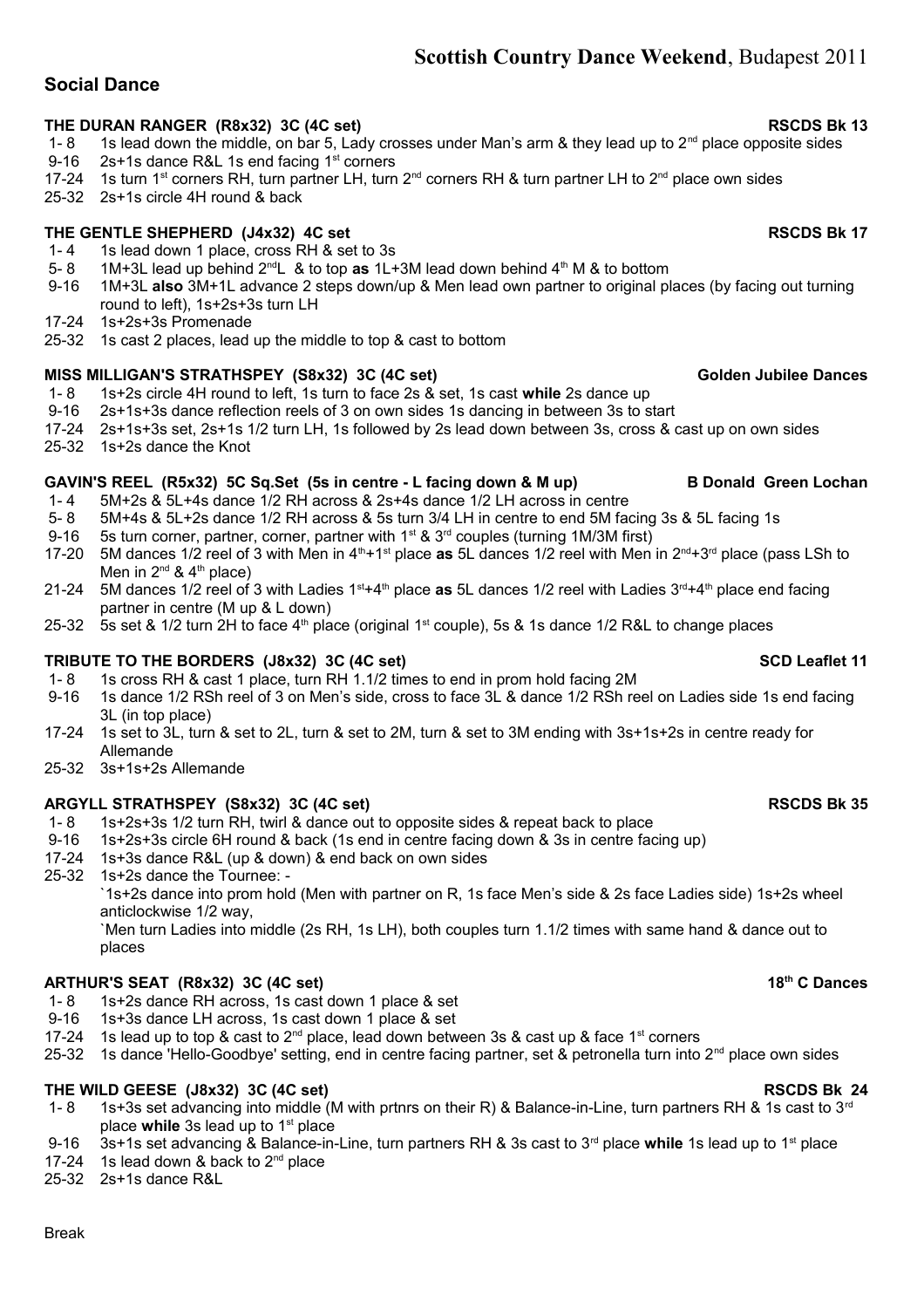**Scottish Country Dance Weekend**, Budapest 2011

## Social Dance

**THE DURAN RANGER (R8x32) 3C (4C set)** **RSCDS Bk 13**

- 1- 8 1s lead down the middle, on bar 5, Lady crosses under Man's arm & they lead up to 2nd place opposite sides
- 9-16 2s+1s dance R&L 1s end facing 1st corners
- 17-24 1s turn 1st corners RH, turn partner LH, turn 2nd corners RH & turn partner LH to 2nd place own sides
- 25-32 2s+1s circle 4H round & back

**THE GENTLE SHEPHERD (J4x32) 4C set** **RSCDS Bk 17**

- 1- 4 1s lead down 1 place, cross RH & set to 3s
- 5- 8 1M+3L lead up behind 2ndL & to top **as** 1L+3M lead down behind 4th M & to bottom
- 9-16 1M+3L **also** 3M+1L advance 2 steps down/up & Men lead own partner to original places (by facing out turning round to left), 1s+2s+3s turn LH
- 17-24 1s+2s+3s Promenade
- 25-32 1s cast 2 places, lead up the middle to top & cast to bottom

**MISS MILLIGAN'S STRATHSPEY (S8x32) 3C (4C set)** **Golden Jubilee Dances**

- 1- 8 1s+2s circle 4H round to left, 1s turn to face 2s & set, 1s cast **while** 2s dance up
- 9-16 2s+1s+3s dance reflection reels of 3 on own sides 1s dancing in between 3s to start
- 17-24 2s+1s+3s set, 2s+1s 1/2 turn LH, 1s followed by 2s lead down between 3s, cross & cast up on own sides
- 25-32 1s+2s dance the Knot

**GAVIN'S REEL (R5x32) 5C Sq.Set (5s in centre - L facing down & M up)** **B Donald Green Lochan**

- 1- 4 5M+2s & 5L+4s dance 1/2 RH across & 2s+4s dance 1/2 LH across in centre
- 5- 8 5M+4s & 5L+2s dance 1/2 RH across & 5s turn 3/4 LH in centre to end 5M facing 3s & 5L facing 1s
- 9-16 5s turn corner, partner, corner, partner with 1st & 3rd couples (turning 1M/3M first)
- 17-20 5M dances 1/2 reel of 3 with Men in 4th+1st place **as** 5L dances 1/2 reel with Men in 2nd+3rd place (pass LSh to Men in 2nd & 4th place)
- 21-24 5M dances 1/2 reel of 3 with Ladies 1st+4th place **as** 5L dances 1/2 reel with Ladies 3rd+4th place end facing partner in centre (M up & L down)
- 25-32 5s set & 1/2 turn 2H to face 4th place (original 1st couple), 5s & 1s dance 1/2 R&L to change places

**TRIBUTE TO THE BORDERS (J8x32) 3C (4C set)** **SCD Leaflet 11**

- 1- 8 1s cross RH & cast 1 place, turn RH 1.1/2 times to end in prom hold facing 2M
- 9-16 1s dance 1/2 RSh reel of 3 on Men's side, cross to face 3L & dance 1/2 RSh reel on Ladies side 1s end facing 3L (in top place)
- 17-24 1s set to 3L, turn & set to 2L, turn & set to 2M, turn & set to 3M ending with 3s+1s+2s in centre ready for Allemande
- 25-32 3s+1s+2s Allemande

**ARGYLL STRATHSPEY (S8x32) 3C (4C set)** **RSCDS Bk 35**

- 1- 8 1s+2s+3s 1/2 turn RH, twirl & dance out to opposite sides & repeat back to place
- 9-16 1s+2s+3s circle 6H round & back (1s end in centre facing down & 3s in centre facing up)
- 17-24 1s+3s dance R&L (up & down) & end back on own sides
- 25-32 1s+2s dance the Tournee: -
  `1s+2s dance into prom hold (Men with partner on R, 1s face Men's side & 2s face Ladies side) 1s+2s wheel anticlockwise 1/2 way,
  `Men turn Ladies into middle (2s RH, 1s LH), both couples turn 1.1/2 times with same hand & dance out to places

**ARTHUR'S SEAT (R8x32) 3C (4C set)** **18th C Dances**

- 1- 8 1s+2s dance RH across, 1s cast down 1 place & set
- 9-16 1s+3s dance LH across, 1s cast down 1 place & set
- 17-24 1s lead up to top & cast to 2nd place, lead down between 3s & cast up & face 1st corners
- 25-32 1s dance 'Hello-Goodbye' setting, end in centre facing partner, set & petronella turn into 2nd place own sides

**THE WILD GEESE (J8x32) 3C (4C set)** **RSCDS Bk 24**

- 1- 8 1s+3s set advancing into middle (M with prtnrs on their R) & Balance-in-Line, turn partners RH & 1s cast to 3rd place **while** 3s lead up to 1st place
- 9-16 3s+1s set advancing & Balance-in-Line, turn partners RH & 3s cast to 3rd place **while** 1s lead up to 1st place
- 17-24 1s lead down & back to 2nd place
- 25-32 2s+1s dance R&L

Break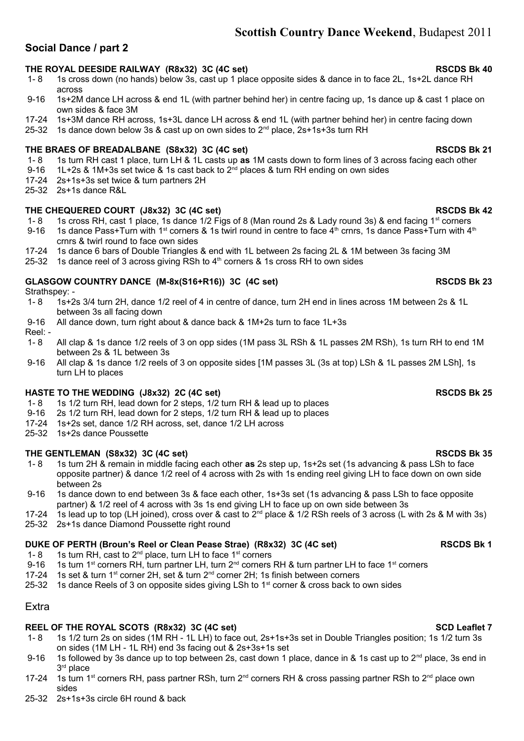## Social Dance / part 2

**THE ROYAL DEESIDE RAILWAY (R8x32) 3C (4C set)** **RSCDS Bk 40**

- 1- 8 1s cross down (no hands) below 3s, cast up 1 place opposite sides & dance in to face 2L, 1s+2L dance RH across
- 9-16 1s+2M dance LH across & end 1L (with partner behind her) in centre facing up, 1s dance up & cast 1 place on own sides & face 3M
- 17-24 1s+3M dance RH across, 1s+3L dance LH across & end 1L (with partner behind her) in centre facing down
- 25-32 1s dance down below 3s & cast up on own sides to 2nd place, 2s+1s+3s turn RH

**THE BRAES OF BREADALBANE (S8x32) 3C (4C set)** **RSCDS Bk 21**

- 1- 8 1s turn RH cast 1 place, turn LH & 1L casts up **as** 1M casts down to form lines of 3 across facing each other
- 9-16 1L+2s & 1M+3s set twice & 1s cast back to 2nd places & turn RH ending on own sides
- 17-24 2s+1s+3s set twice & turn partners 2H
- 25-32 2s+1s dance R&L

**THE CHEQUERED COURT (J8x32) 3C (4C set)** **RSCDS Bk 42**

- 1- 8 1s cross RH, cast 1 place, 1s dance 1/2 Figs of 8 (Man round 2s & Lady round 3s) & end facing 1st corners
- 9-16 1s dance Pass+Turn with 1st corners & 1s twirl round in centre to face 4th crnrs, 1s dance Pass+Turn with 4th crnrs & twirl round to face own sides
- 17-24 1s dance 6 bars of Double Triangles & end with 1L between 2s facing 2L & 1M between 3s facing 3M
- 25-32 1s dance reel of 3 across giving RSh to 4th corners & 1s cross RH to own sides

**GLASGOW COUNTRY DANCE (M-8x(S16+R16)) 3C (4C set)** **RSCDS Bk 23**

Strathspey: -

- 1- 8 1s+2s 3/4 turn 2H, dance 1/2 reel of 4 in centre of dance, turn 2H end in lines across 1M between 2s & 1L between 3s all facing down
- 9-16 All dance down, turn right about & dance back & 1M+2s turn to face 1L+3s

Reel: -

- 1- 8 All clap & 1s dance 1/2 reels of 3 on opp sides (1M pass 3L RSh & 1L passes 2M RSh), 1s turn RH to end 1M between 2s & 1L between 3s
- 9-16 All clap & 1s dance 1/2 reels of 3 on opposite sides [1M passes 3L (3s at top) LSh & 1L passes 2M LSh], 1s turn LH to places

**HASTE TO THE WEDDING (J8x32) 2C (4C set)** **RSCDS Bk 25**

- 1- 8 1s 1/2 turn RH, lead down for 2 steps, 1/2 turn RH & lead up to places
- 9-16 2s 1/2 turn RH, lead down for 2 steps, 1/2 turn RH & lead up to places
- 17-24 1s+2s set, dance 1/2 RH across, set, dance 1/2 LH across
- 25-32 1s+2s dance Poussette

**THE GENTLEMAN (S8x32) 3C (4C set)** **RSCDS Bk 35**

- 1- 8 1s turn 2H & remain in middle facing each other **as** 2s step up, 1s+2s set (1s advancing & pass LSh to face opposite partner) & dance 1/2 reel of 4 across with 2s with 1s ending reel giving LH to face down on own side between 2s
- 9-16 1s dance down to end between 3s & face each other, 1s+3s set (1s advancing & pass LSh to face opposite partner) & 1/2 reel of 4 across with 3s 1s end giving LH to face up on own side between 3s
- 17-24 1s lead up to top (LH joined), cross over & cast to 2nd place & 1/2 RSh reels of 3 across (L with 2s & M with 3s)
- 25-32 2s+1s dance Diamond Poussette right round

**DUKE OF PERTH (Broun's Reel or Clean Pease Strae) (R8x32) 3C (4C set)** **RSCDS Bk 1**

- 1- 8 1s turn RH, cast to 2nd place, turn LH to face 1st corners
- 9-16 1s turn 1st corners RH, turn partner LH, turn 2nd corners RH & turn partner LH to face 1st corners
- 17-24 1s set & turn 1st corner 2H, set & turn 2nd corner 2H; 1s finish between corners
- 25-32 1s dance Reels of 3 on opposite sides giving LSh to 1st corner & cross back to own sides

## Extra

**REEL OF THE ROYAL SCOTS (R8x32) 3C (4C set)** **SCD Leaflet 7**

- 1- 8 1s 1/2 turn 2s on sides (1M RH - 1L LH) to face out, 2s+1s+3s set in Double Triangles position; 1s 1/2 turn 3s on sides (1M LH - 1L RH) end 3s facing out & 2s+3s+1s set
- 9-16 1s followed by 3s dance up to top between 2s, cast down 1 place, dance in & 1s cast up to 2nd place, 3s end in 3rd place
- 17-24 1s turn 1st corners RH, pass partner RSh, turn 2nd corners RH & cross passing partner RSh to 2nd place own sides
- 25-32 2s+1s+3s circle 6H round & back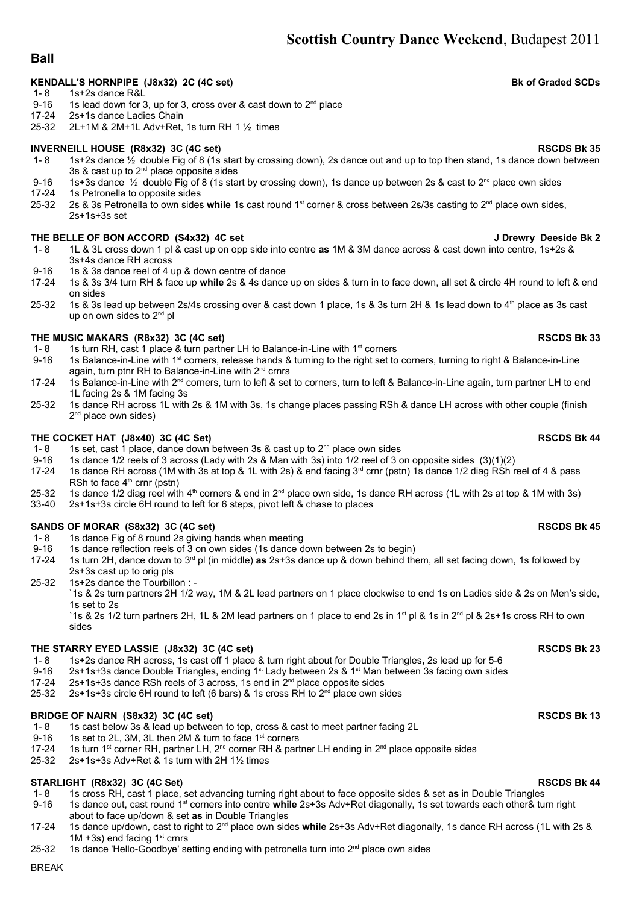# Scottish Country Dance Weekend, Budapest 2011

## Ball

**KENDALL'S HORNPIPE (J8x32) 2C (4C set)** **Bk of Graded SCDs**

- 1- 8 1s+2s dance R&L
- 9-16 1s lead down for 3, up for 3, cross over & cast down to 2nd place
- 17-24 2s+1s dance Ladies Chain
- 25-32 2L+1M & 2M+1L Adv+Ret, 1s turn RH 1 ½ times

**INVERNEILL HOUSE (R8x32) 3C (4C set)** **RSCDS Bk 35**

- 1- 8 1s+2s dance ½ double Fig of 8 (1s start by crossing down), 2s dance out and up to top then stand, 1s dance down between 3s & cast up to 2nd place opposite sides
- 9-16 1s+3s dance ½ double Fig of 8 (1s start by crossing down), 1s dance up between 2s & cast to 2nd place own sides
- 17-24 1s Petronella to opposite sides
- 25-32 2s & 3s Petronella to own sides **while** 1s cast round 1st corner & cross between 2s/3s casting to 2nd place own sides, 2s+1s+3s set

**THE BELLE OF BON ACCORD (S4x32) 4C set** **J Drewry Deeside Bk 2**

- 1- 8 1L & 3L cross down 1 pl & cast up on opp side into centre **as** 1M & 3M dance across & cast down into centre, 1s+2s & 3s+4s dance RH across
- 9-16 1s & 3s dance reel of 4 up & down centre of dance
- 17-24 1s & 3s 3/4 turn RH & face up **while** 2s & 4s dance up on sides & turn in to face down, all set & circle 4H round to left & end on sides
- 25-32 1s & 3s lead up between 2s/4s crossing over & cast down 1 place, 1s & 3s turn 2H & 1s lead down to 4th place **as** 3s cast up on own sides to 2nd pl

**THE MUSIC MAKARS (R8x32) 3C (4C set)** **RSCDS Bk 33**

- 1- 8 1s turn RH, cast 1 place & turn partner LH to Balance-in-Line with 1st corners
- 9-16 1s Balance-in-Line with 1st corners, release hands & turning to the right set to corners, turning to right & Balance-in-Line again, turn ptnr RH to Balance-in-Line with 2nd crnrs
- 17-24 1s Balance-in-Line with 2nd corners, turn to left & set to corners, turn to left & Balance-in-Line again, turn partner LH to end 1L facing 2s & 1M facing 3s
- 25-32 1s dance RH across 1L with 2s & 1M with 3s, 1s change places passing RSh & dance LH across with other couple (finish 2nd place own sides)

**THE COCKET HAT (J8x40) 3C (4C Set)** **RSCDS Bk 44**

- 1- 8 1s set, cast 1 place, dance down between 3s & cast up to 2nd place own sides
- 9-16 1s dance 1/2 reels of 3 across (Lady with 2s & Man with 3s) into 1/2 reel of 3 on opposite sides (3)(1)(2)
- 17-24 1s dance RH across (1M with 3s at top & 1L with 2s) & end facing 3rd crnr (pstn) 1s dance 1/2 diag RSh reel of 4 & pass RSh to face 4th crnr (pstn)
- 25-32 1s dance 1/2 diag reel with 4th corners & end in 2nd place own side, 1s dance RH across (1L with 2s at top & 1M with 3s)
- 33-40 2s+1s+3s circle 6H round to left for 6 steps, pivot left & chase to places

**SANDS OF MORAR (S8x32) 3C (4C set)** **RSCDS Bk 45**

- 1- 8 1s dance Fig of 8 round 2s giving hands when meeting
- 9-16 1s dance reflection reels of 3 on own sides (1s dance down between 2s to begin)
- 17-24 1s turn 2H, dance down to 3rd pl (in middle) **as** 2s+3s dance up & down behind them, all set facing down, 1s followed by 2s+3s cast up to orig pls
- 25-32 1s+2s dance the Tourbillon : -
  `1s & 2s turn partners 2H 1/2 way, 1M & 2L lead partners on 1 place clockwise to end 1s on Ladies side & 2s on Men's side, 1s set to 2s
  `1s & 2s 1/2 turn partners 2H, 1L & 2M lead partners on 1 place to end 2s in 1st pl & 1s in 2nd pl & 2s+1s cross RH to own sides

**THE STARRY EYED LASSIE (J8x32) 3C (4C set)** **RSCDS Bk 23**

- 1- 8 1s+2s dance RH across, 1s cast off 1 place & turn right about for Double Triangles**,** 2s lead up for 5-6
- 9-16 2s+1s+3s dance Double Triangles, ending 1st Lady between 2s & 1st Man between 3s facing own sides
- 17-24 2s+1s+3s dance RSh reels of 3 across, 1s end in 2nd place opposite sides
- 25-32 2s+1s+3s circle 6H round to left (6 bars) & 1s cross RH to 2nd place own sides

**BRIDGE OF NAIRN (S8x32) 3C (4C set)** **RSCDS Bk 13**

- 1- 8 1s cast below 3s & lead up between to top, cross & cast to meet partner facing 2L
- 9-16 1s set to 2L, 3M, 3L then 2M & turn to face 1st corners
- 17-24 1s turn 1st corner RH, partner LH, 2nd corner RH & partner LH ending in 2nd place opposite sides
- 25-32 2s+1s+3s Adv+Ret & 1s turn with 2H 1½ times

**STARLIGHT (R8x32) 3C (4C Set)** **RSCDS Bk 44**

- 1- 8 1s cross RH, cast 1 place, set advancing turning right about to face opposite sides & set **as** in Double Triangles
- 9-16 1s dance out, cast round 1st corners into centre **while** 2s+3s Adv+Ret diagonally, 1s set towards each other& turn right about to face up/down & set **as** in Double Triangles
- 17-24 1s dance up/down, cast to right to 2nd place own sides **while** 2s+3s Adv+Ret diagonally, 1s dance RH across (1L with 2s & 1M +3s) end facing 1st crnrs
- 25-32 1s dance 'Hello-Goodbye' setting ending with petronella turn into 2nd place own sides

BREAK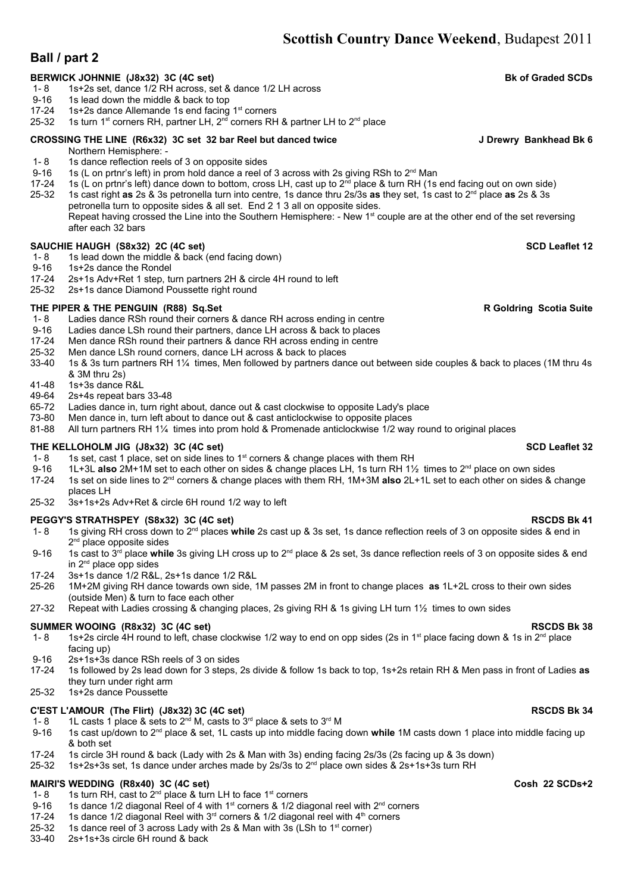# Scottish Country Dance Weekend, Budapest 2011

## Ball / part 2

**BERWICK JOHNNIE (J8x32) 3C (4C set)** — Bk of Graded SCDs

- 1- 8 1s+2s set, dance 1/2 RH across, set & dance 1/2 LH across
- 9-16 1s lead down the middle & back to top
- 17-24 1s+2s dance Allemande 1s end facing 1st corners
- 25-32 1s turn 1st corners RH, partner LH, 2nd corners RH & partner LH to 2nd place

**CROSSING THE LINE (R6x32) 3C set 32 bar Reel but danced twice** — J Drewry Bankhead Bk 6

Northern Hemisphere: -

- 1- 8 1s dance reflection reels of 3 on opposite sides
- 9-16 1s (L on prtnr's left) in prom hold dance a reel of 3 across with 2s giving RSh to 2nd Man
- 17-24 1s (L on prtnr's left) dance down to bottom, cross LH, cast up to 2nd place & turn RH (1s end facing out on own side)
- 25-32 1s cast right **as** 2s & 3s petronella turn into centre, 1s dance thru 2s/3s **as** they set, 1s cast to 2nd place **as** 2s & 3s petronella turn to opposite sides & all set. End 2 1 3 all on opposite sides.
  Repeat having crossed the Line into the Southern Hemisphere: - New 1st couple are at the other end of the set reversing after each 32 bars

**SAUCHIE HAUGH (S8x32) 2C (4C set)** — SCD Leaflet 12

- 1- 8 1s lead down the middle & back (end facing down)
- 9-16 1s+2s dance the Rondel
- 17-24 2s+1s Adv+Ret 1 step, turn partners 2H & circle 4H round to left
- 25-32 2s+1s dance Diamond Poussette right round

**THE PIPER & THE PENGUIN (R88) Sq.Set** — R Goldring Scotia Suite

- 1- 8 Ladies dance RSh round their corners & dance RH across ending in centre
- 9-16 Ladies dance LSh round their partners, dance LH across & back to places
- 17-24 Men dance RSh round their partners & dance RH across ending in centre
- 25-32 Men dance LSh round corners, dance LH across & back to places
- 33-40 1s & 3s turn partners RH 1¼ times, Men followed by partners dance out between side couples & back to places (1M thru 4s & 3M thru 2s)
- 41-48 1s+3s dance R&L
- 49-64 2s+4s repeat bars 33-48
- 65-72 Ladies dance in, turn right about, dance out & cast clockwise to opposite Lady's place
- 73-80 Men dance in, turn left about to dance out & cast anticlockwise to opposite places
- 81-88 All turn partners RH 1¼ times into prom hold & Promenade anticlockwise 1/2 way round to original places

**THE KELLOHOLM JIG (J8x32) 3C (4C set)** — SCD Leaflet 32

- 1- 8 1s set, cast 1 place, set on side lines to 1st corners & change places with them RH
- 9-16 1L+3L **also** 2M+1M set to each other on sides & change places LH, 1s turn RH 1½ times to 2nd place on own sides
- 17-24 1s set on side lines to 2nd corners & change places with them RH, 1M+3M **also** 2L+1L set to each other on sides & change places LH
- 25-32 3s+1s+2s Adv+Ret & circle 6H round 1/2 way to left

**PEGGY'S STRATHSPEY (S8x32) 3C (4C set)** — RSCDS Bk 41

- 1- 8 1s giving RH cross down to 2nd places **while** 2s cast up & 3s set, 1s dance reflection reels of 3 on opposite sides & end in 2nd place opposite sides
- 9-16 1s cast to 3rd place **while** 3s giving LH cross up to 2nd place & 2s set, 3s dance reflection reels of 3 on opposite sides & end in 2nd place opp sides
- 17-24 3s+1s dance 1/2 R&L, 2s+1s dance 1/2 R&L
- 25-26 1M+2M giving RH dance towards own side, 1M passes 2M in front to change places **as** 1L+2L cross to their own sides (outside Men) & turn to face each other
- 27-32 Repeat with Ladies crossing & changing places, 2s giving RH & 1s giving LH turn 1½ times to own sides

**SUMMER WOOING (R8x32) 3C (4C set)** — RSCDS Bk 38

- 1- 8 1s+2s circle 4H round to left, chase clockwise 1/2 way to end on opp sides (2s in 1st place facing down & 1s in 2nd place facing up)
- 9-16 2s+1s+3s dance RSh reels of 3 on sides
- 17-24 1s followed by 2s lead down for 3 steps, 2s divide & follow 1s back to top, 1s+2s retain RH & Men pass in front of Ladies **as** they turn under right arm
- 25-32 1s+2s dance Poussette

**C'EST L'AMOUR (The Flirt) (J8x32) 3C (4C set)** — RSCDS Bk 34

- 1- 8 1L casts 1 place & sets to 2nd M, casts to 3rd place & sets to 3rd M
- 9-16 1s cast up/down to 2nd place & set, 1L casts up into middle facing down **while** 1M casts down 1 place into middle facing up & both set
- 17-24 1s circle 3H round & back (Lady with 2s & Man with 3s) ending facing 2s/3s (2s facing up & 3s down)
- 25-32 1s+2s+3s set, 1s dance under arches made by 2s/3s to 2nd place own sides & 2s+1s+3s turn RH

**MAIRI'S WEDDING (R8x40) 3C (4C set)** — Cosh 22 SCDs+2

- 1- 8 1s turn RH, cast to 2nd place & turn LH to face 1st corners
- 9-16 1s dance 1/2 diagonal Reel of 4 with 1st corners & 1/2 diagonal reel with 2nd corners
- 17-24 1s dance 1/2 diagonal Reel with 3rd corners & 1/2 diagonal reel with 4th corners
- 25-32 1s dance reel of 3 across Lady with 2s & Man with 3s (LSh to 1st corner)
- 33-40 2s+1s+3s circle 6H round & back